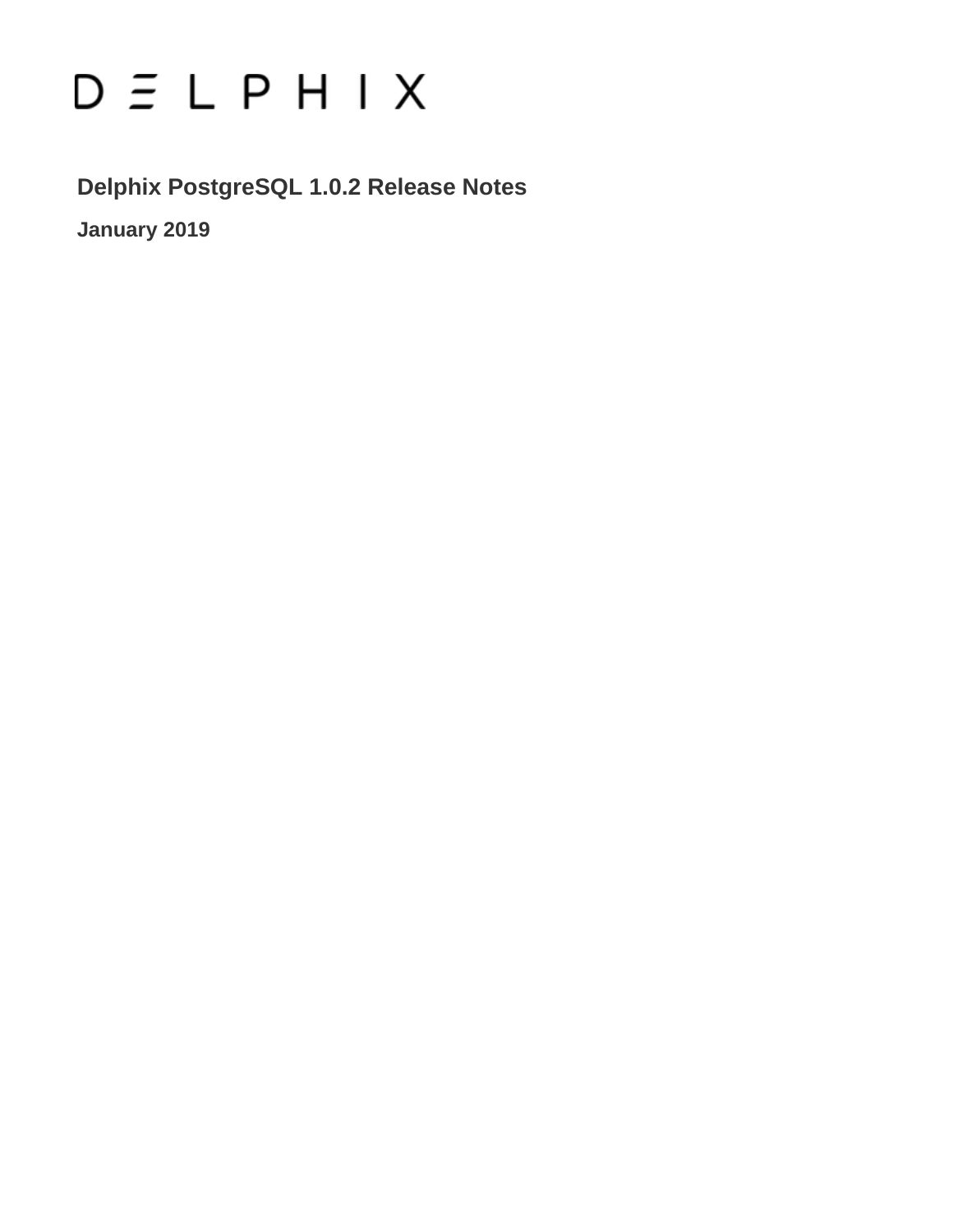DELPHIX

# Delphix PostgreSQL 1.0.2 Release Notes

**January 2019**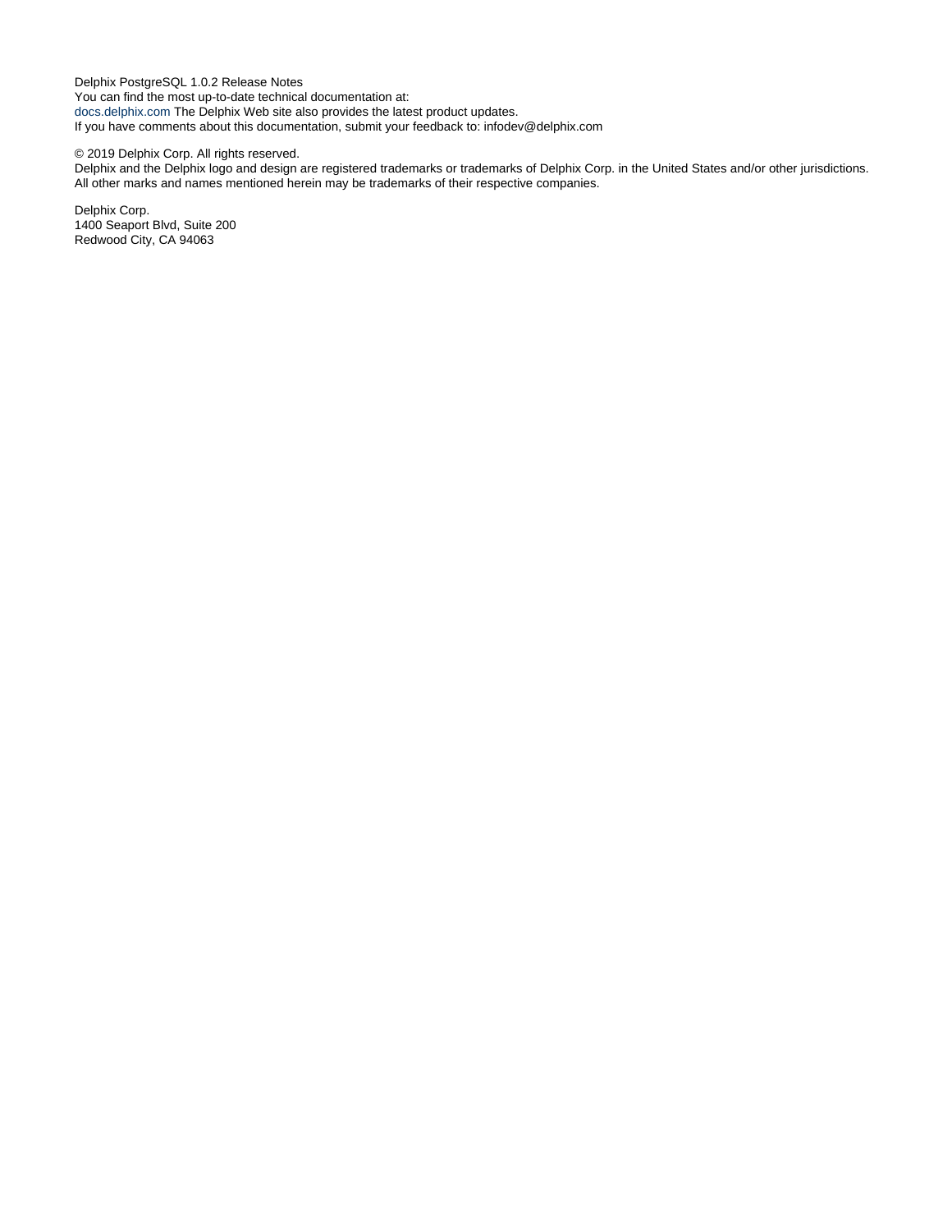Delphix PostgreSQL 1.0.2 Release Notes
You can find the most up-to-date technical documentation at:
docs.delphix.com The Delphix Web site also provides the latest product updates.
If you have comments about this documentation, submit your feedback to: infodev@delphix.com

© 2019 Delphix Corp. All rights reserved.
Delphix and the Delphix logo and design are registered trademarks or trademarks of Delphix Corp. in the United States and/or other jurisdictions.
All other marks and names mentioned herein may be trademarks of their respective companies.

Delphix Corp.
1400 Seaport Blvd, Suite 200
Redwood City, CA 94063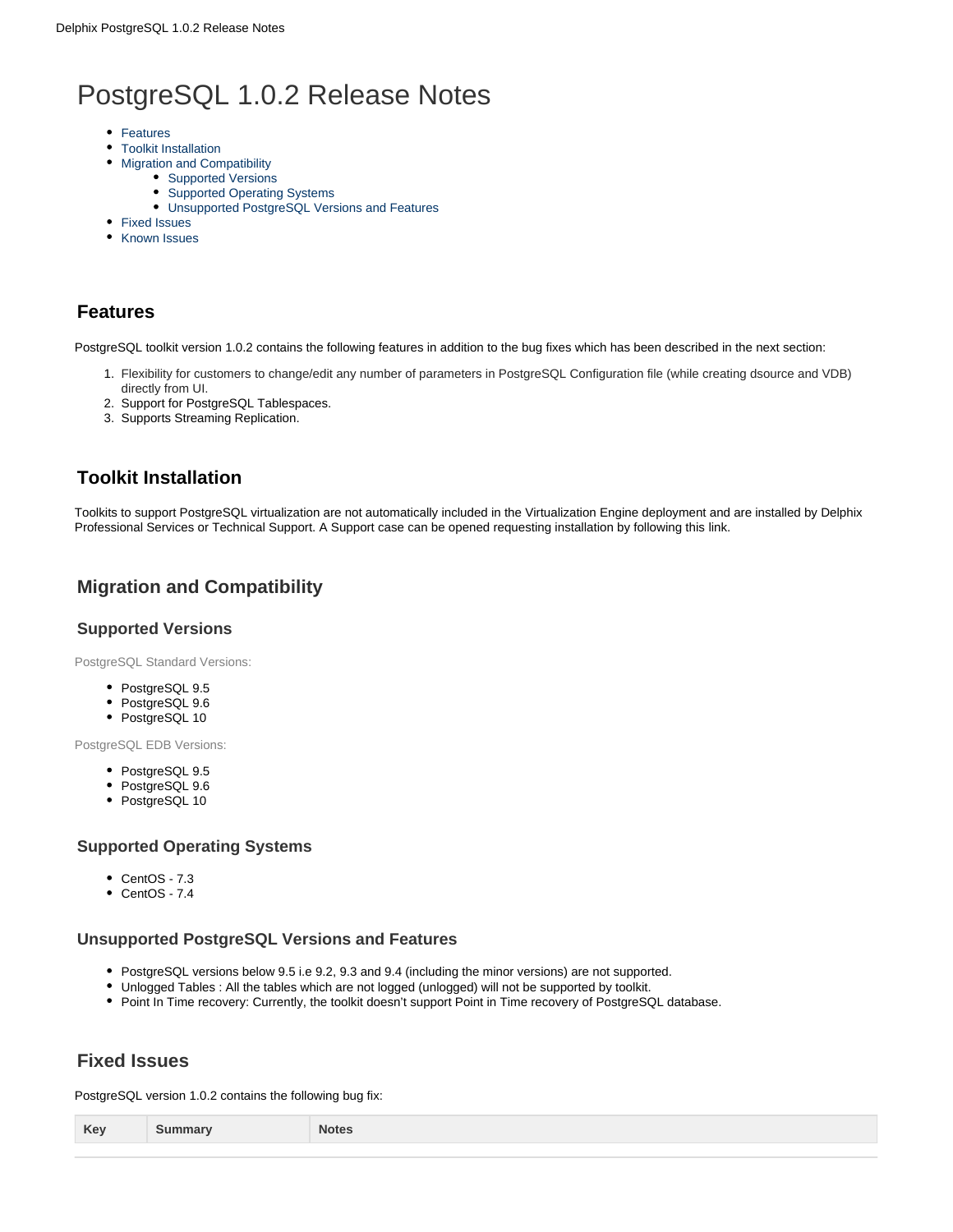# PostgreSQL 1.0.2 Release Notes

- Features
- Toolkit Installation
- Migration and Compatibility
    - Supported Versions
    - Supported Operating Systems
    - Unsupported PostgreSQL Versions and Features
- Fixed Issues
- Known Issues

## Features

PostgreSQL toolkit version 1.0.2 contains the following features in addition to the bug fixes which has been described in the next section:

1. Flexibility for customers to change/edit any number of parameters in PostgreSQL Configuration file (while creating dsource and VDB) directly from UI.
2. Support for PostgreSQL Tablespaces.
3. Supports Streaming Replication.

## Toolkit Installation

Toolkits to support PostgreSQL virtualization are not automatically included in the Virtualization Engine deployment and are installed by Delphix Professional Services or Technical Support. A Support case can be opened requesting installation by following this link.

## Migration and Compatibility

### Supported Versions

PostgreSQL Standard Versions:

- PostgreSQL 9.5
- PostgreSQL 9.6
- PostgreSQL 10

PostgreSQL EDB Versions:

- PostgreSQL 9.5
- PostgreSQL 9.6
- PostgreSQL 10

### Supported Operating Systems

- CentOS - 7.3
- CentOS - 7.4

### Unsupported PostgreSQL Versions and Features

- PostgreSQL versions below 9.5 i.e 9.2, 9.3 and 9.4 (including the minor versions) are not supported.
- Unlogged Tables : All the tables which are not logged (unlogged) will not be supported by toolkit.
- Point In Time recovery: Currently, the toolkit doesn't support Point in Time recovery of PostgreSQL database.

## Fixed Issues

PostgreSQL version 1.0.2 contains the following bug fix:

| Key | Summary | Notes |
| --- | --- | --- |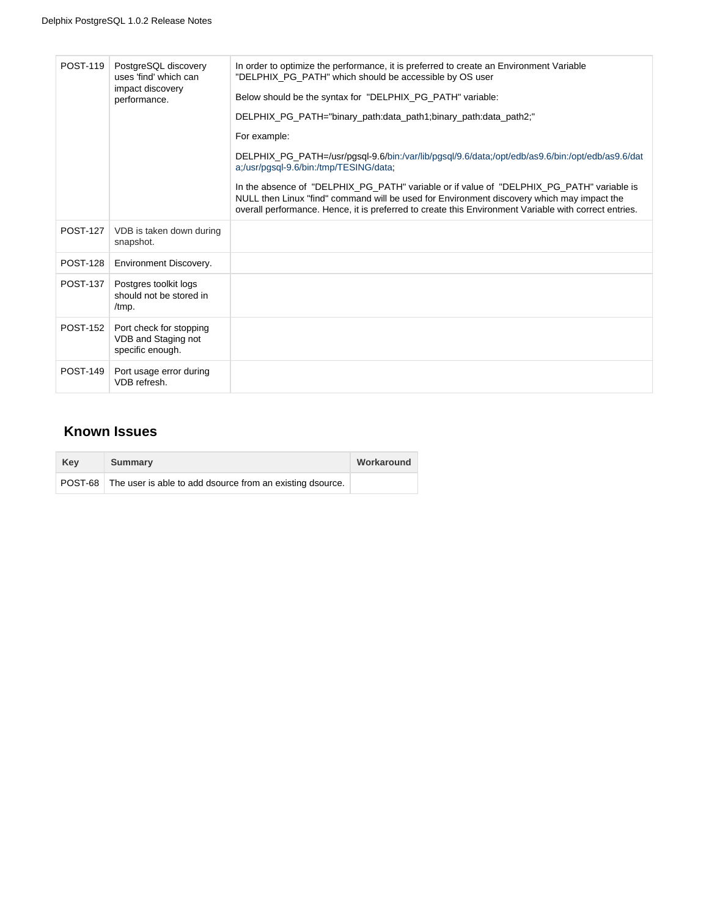| | | |
|---|---|---|
| POST-119 | PostgreSQL discovery uses 'find' which can impact discovery performance. | In order to optimize the performance, it is preferred to create an Environment Variable "DELPHIX_PG_PATH" which should be accessible by OS user<br><br>Below should be the syntax for "DELPHIX_PG_PATH" variable:<br><br>DELPHIX_PG_PATH="binary_path:data_path1;binary_path:data_path2;"<br><br>For example:<br><br>DELPHIX_PG_PATH=/usr/pgsql-9.6/bin:/var/lib/pgsql/9.6/data;/opt/edb/as9.6/bin:/opt/edb/as9.6/data;/usr/pgsql-9.6/bin:/tmp/TESING/data;<br><br>In the absence of "DELPHIX_PG_PATH" variable or if value of "DELPHIX_PG_PATH" variable is NULL then Linux "find" command will be used for Environment discovery which may impact the overall performance. Hence, it is preferred to create this Environment Variable with correct entries. |
| POST-127 | VDB is taken down during snapshot. | |
| POST-128 | Environment Discovery. | |
| POST-137 | Postgres toolkit logs should not be stored in /tmp. | |
| POST-152 | Port check for stopping VDB and Staging not specific enough. | |
| POST-149 | Port usage error during VDB refresh. | |

## Known Issues

| Key | Summary | Workaround |
|---|---|---|
| POST-68 | The user is able to add dsource from an existing dsource. | |